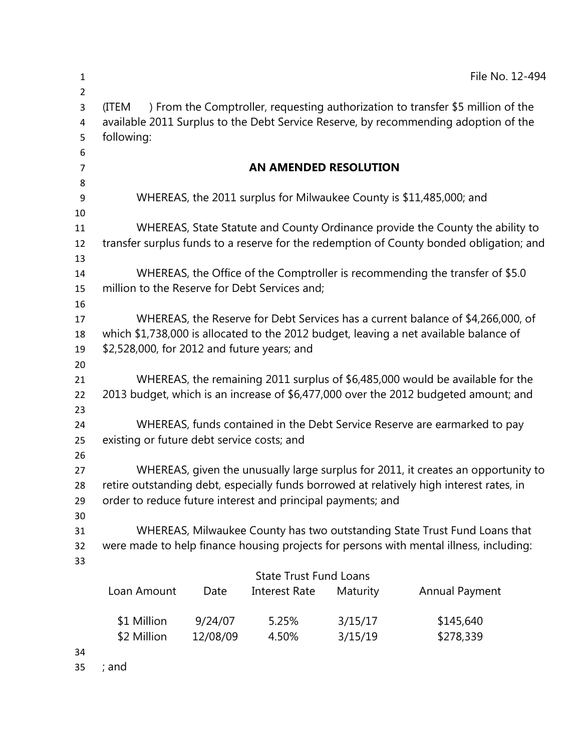File No. 12-494

(ITEM ) From the Comptroller, requesting authorization to transfer $5 million of the available 2011 Surplus to the Debt Service Reserve, by recommending adoption of the following:

## AN AMENDED RESOLUTION

WHEREAS, the 2011 surplus for Milwaukee County is $11,485,000; and

WHEREAS, State Statute and County Ordinance provide the County the ability to transfer surplus funds to a reserve for the redemption of County bonded obligation; and

WHEREAS, the Office of the Comptroller is recommending the transfer of $5.0 million to the Reserve for Debt Services and;

WHEREAS, the Reserve for Debt Services has a current balance of $4,266,000, of which $1,738,000 is allocated to the 2012 budget, leaving a net available balance of $2,528,000, for 2012 and future years; and

WHEREAS, the remaining 2011 surplus of $6,485,000 would be available for the 2013 budget, which is an increase of $6,477,000 over the 2012 budgeted amount; and

WHEREAS, funds contained in the Debt Service Reserve are earmarked to pay existing or future debt service costs; and

WHEREAS, given the unusually large surplus for 2011, it creates an opportunity to retire outstanding debt, especially funds borrowed at relatively high interest rates, in order to reduce future interest and principal payments; and

WHEREAS, Milwaukee County has two outstanding State Trust Fund Loans that were made to help finance housing projects for persons with mental illness, including:

State Trust Fund Loans

| Loan Amount | Date | Interest Rate | Maturity | Annual Payment |
|---|---|---|---|---|
| $1 Million | 9/24/07 | 5.25% | 3/15/17 | $145,640 |
| $2 Million | 12/08/09 | 4.50% | 3/15/19 | $278,339 |

; and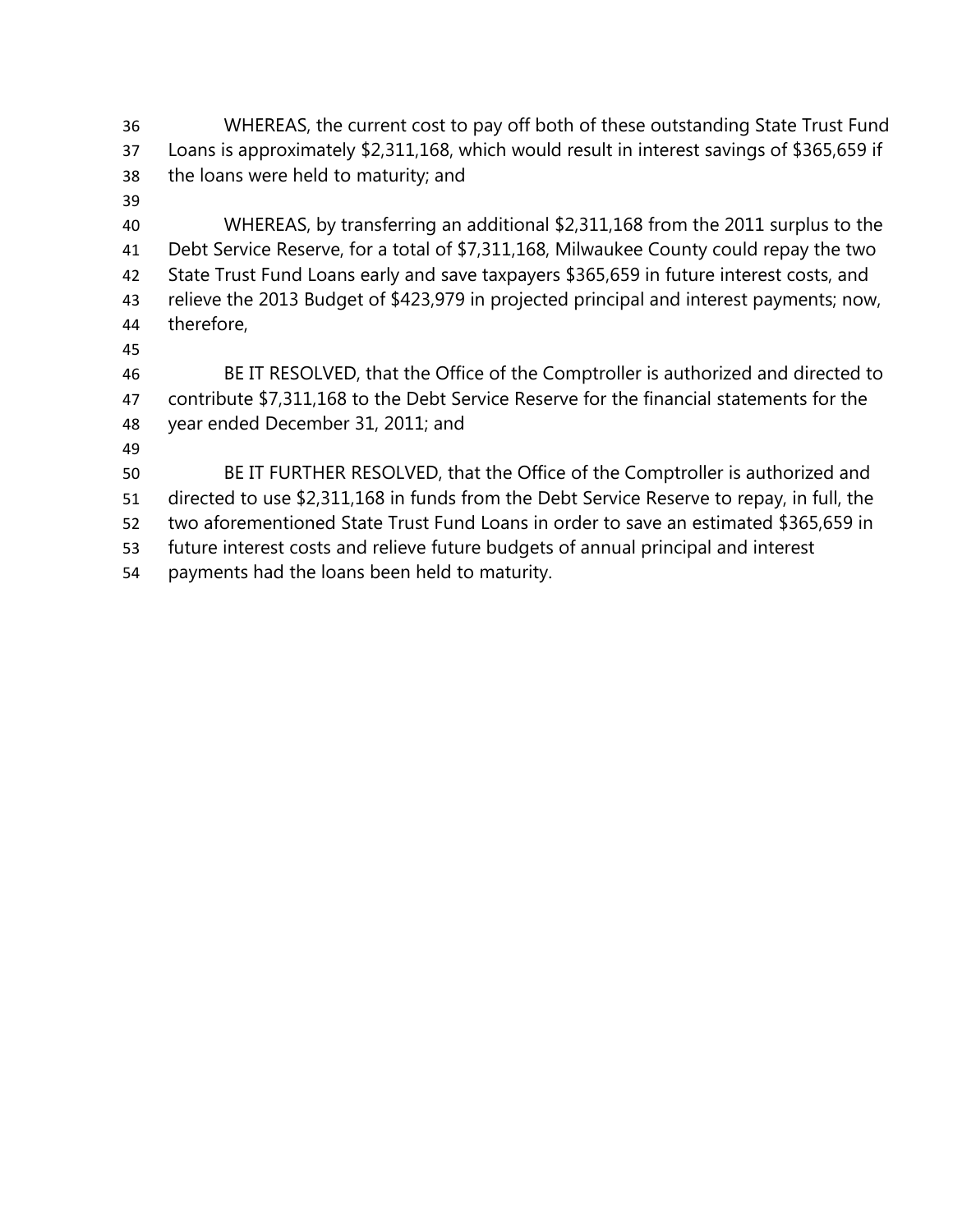WHEREAS, the current cost to pay off both of these outstanding State Trust Fund Loans is approximately $2,311,168, which would result in interest savings of $365,659 if the loans were held to maturity; and

WHEREAS, by transferring an additional $2,311,168 from the 2011 surplus to the Debt Service Reserve, for a total of $7,311,168, Milwaukee County could repay the two State Trust Fund Loans early and save taxpayers $365,659 in future interest costs, and relieve the 2013 Budget of $423,979 in projected principal and interest payments; now, therefore,

BE IT RESOLVED, that the Office of the Comptroller is authorized and directed to contribute $7,311,168 to the Debt Service Reserve for the financial statements for the year ended December 31, 2011; and

BE IT FURTHER RESOLVED, that the Office of the Comptroller is authorized and directed to use $2,311,168 in funds from the Debt Service Reserve to repay, in full, the two aforementioned State Trust Fund Loans in order to save an estimated $365,659 in future interest costs and relieve future budgets of annual principal and interest payments had the loans been held to maturity.